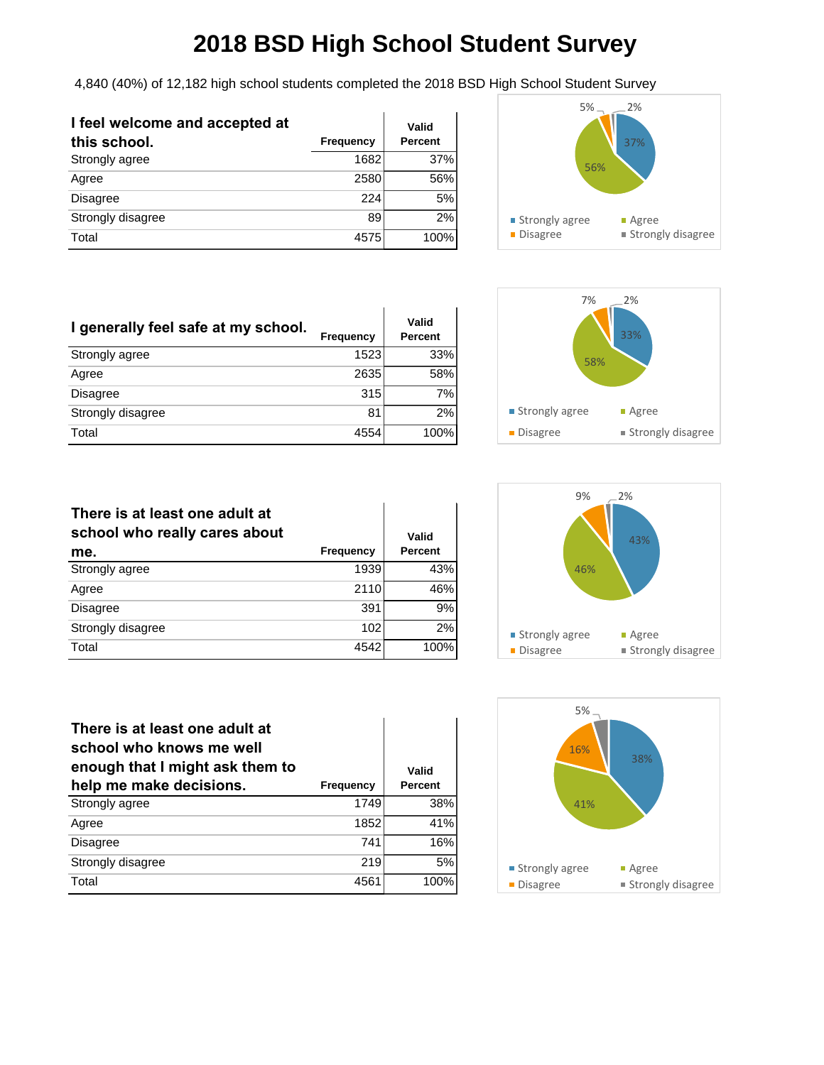# 2018 BSD High School Student Survey

4,840 (40%) of 12,182 high school students completed the 2018 BSD High School Student Survey

| I feel welcome and accepted at this school. | Frequency | Valid Percent |
|---|---|---|
| Strongly agree | 1682 | 37% |
| Agree | 2580 | 56% |
| Disagree | 224 | 5% |
| Strongly disagree | 89 | 2% |
| Total | 4575 | 100% |

| I generally feel safe at my school. | Frequency | Valid Percent |
|---|---|---|
| Strongly agree | 1523 | 33% |
| Agree | 2635 | 58% |
| Disagree | 315 | 7% |
| Strongly disagree | 81 | 2% |
| Total | 4554 | 100% |

| There is at least one adult at school who really cares about me. | Frequency | Valid Percent |
|---|---|---|
| Strongly agree | 1939 | 43% |
| Agree | 2110 | 46% |
| Disagree | 391 | 9% |
| Strongly disagree | 102 | 2% |
| Total | 4542 | 100% |

| There is at least one adult at school who knows me well enough that I might ask them to help me make decisions. | Frequency | Valid Percent |
|---|---|---|
| Strongly agree | 1749 | 38% |
| Agree | 1852 | 41% |
| Disagree | 741 | 16% |
| Strongly disagree | 219 | 5% |
| Total | 4561 | 100% |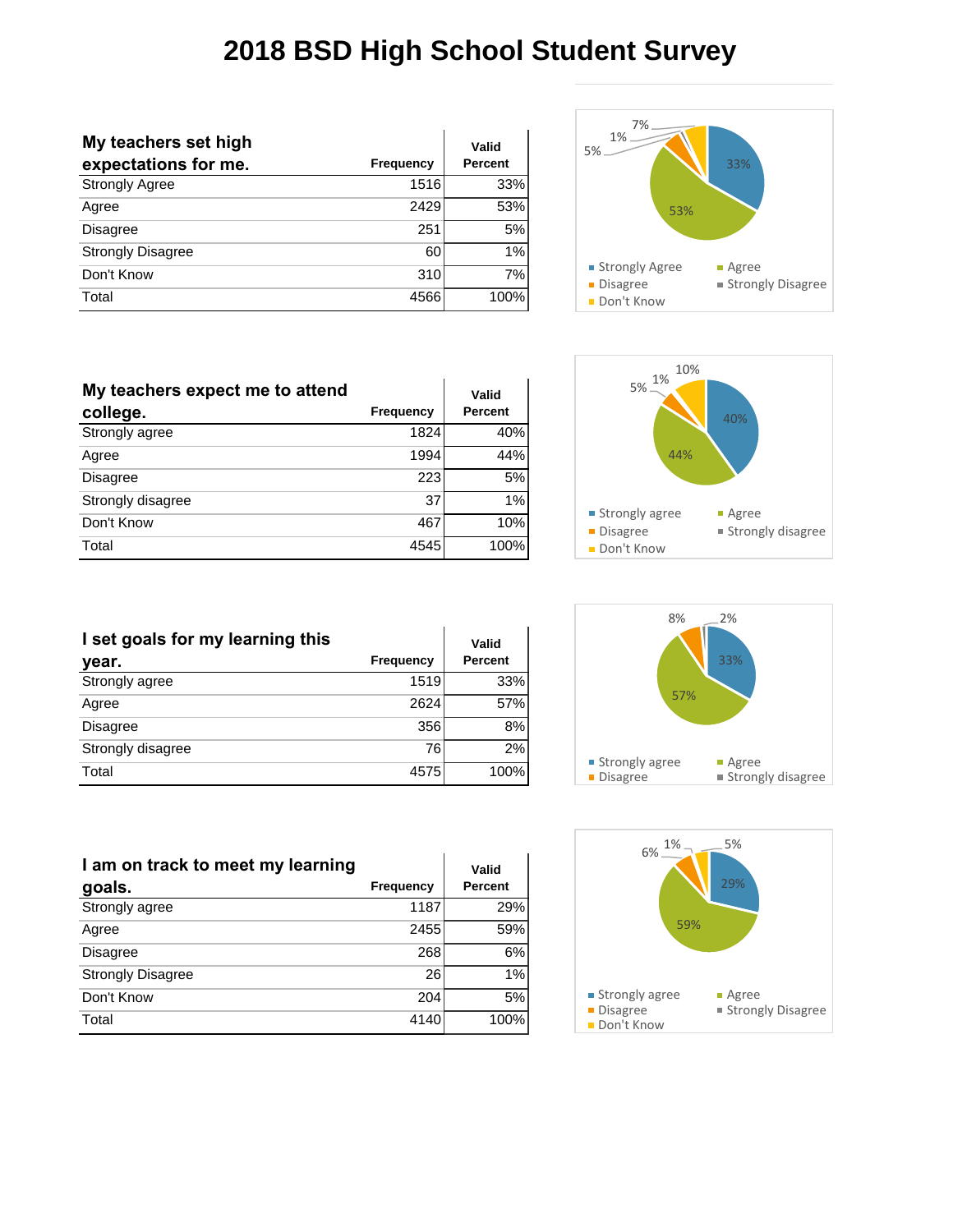# 2018 BSD High School Student Survey

| My teachers set high expectations for me. | Frequency | Valid Percent |
|---|---|---|
| Strongly Agree | 1516 | 33% |
| Agree | 2429 | 53% |
| Disagree | 251 | 5% |
| Strongly Disagree | 60 | 1% |
| Don't Know | 310 | 7% |
| Total | 4566 | 100% |

| My teachers expect me to attend college. | Frequency | Valid Percent |
|---|---|---|
| Strongly agree | 1824 | 40% |
| Agree | 1994 | 44% |
| Disagree | 223 | 5% |
| Strongly disagree | 37 | 1% |
| Don't Know | 467 | 10% |
| Total | 4545 | 100% |

| I set goals for my learning this year. | Frequency | Valid Percent |
|---|---|---|
| Strongly agree | 1519 | 33% |
| Agree | 2624 | 57% |
| Disagree | 356 | 8% |
| Strongly disagree | 76 | 2% |
| Total | 4575 | 100% |

| I am on track to meet my learning goals. | Frequency | Valid Percent |
|---|---|---|
| Strongly agree | 1187 | 29% |
| Agree | 2455 | 59% |
| Disagree | 268 | 6% |
| Strongly Disagree | 26 | 1% |
| Don't Know | 204 | 5% |
| Total | 4140 | 100% |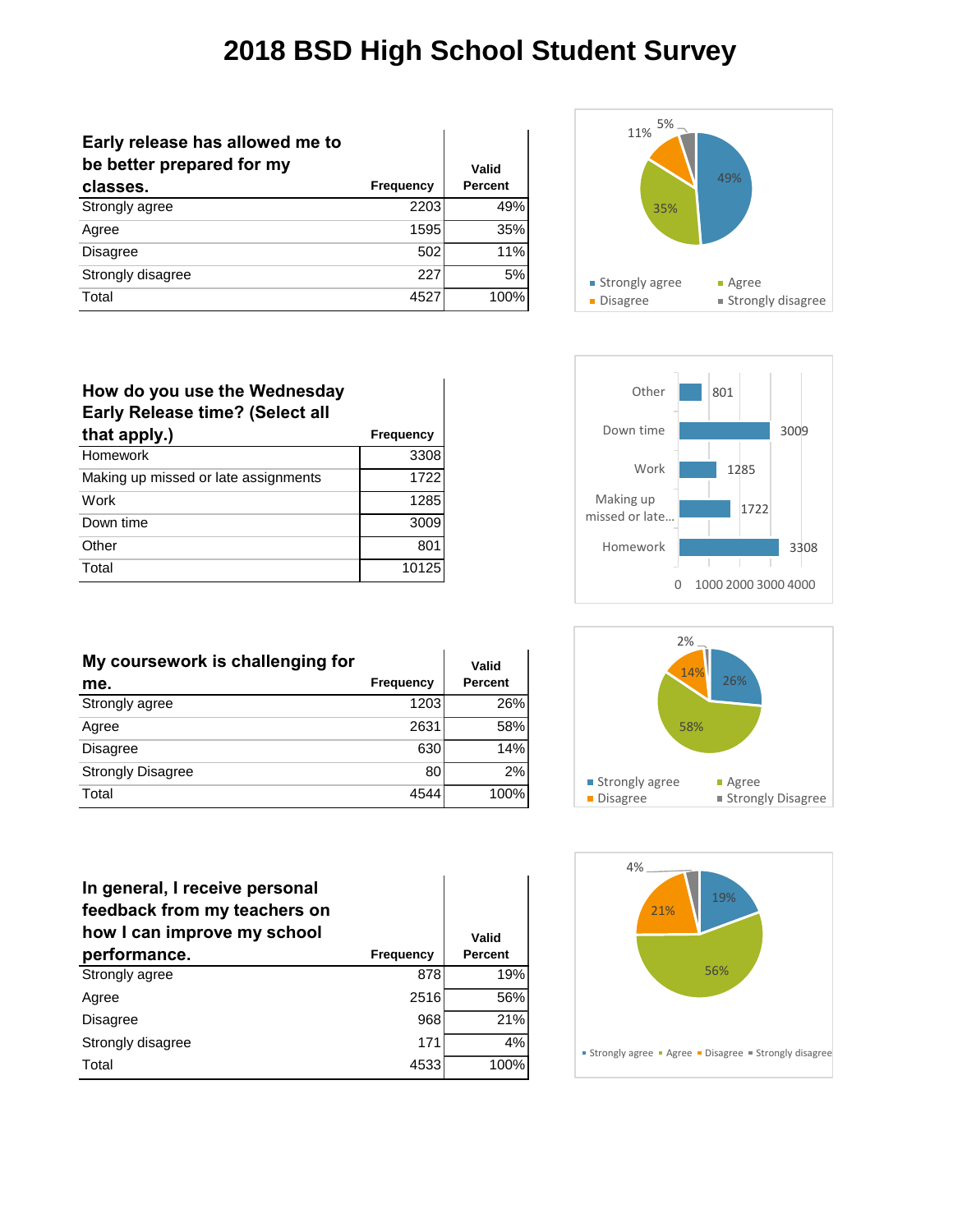# 2018 BSD High School Student Survey

| Early release has allowed me to be better prepared for my classes. | Frequency | Valid Percent |
|---|---|---|
| Strongly agree | 2203 | 49% |
| Agree | 1595 | 35% |
| Disagree | 502 | 11% |
| Strongly disagree | 227 | 5% |
| Total | 4527 | 100% |

| How do you use the Wednesday Early Release time? (Select all that apply.) | Frequency |
|---|---|
| Homework | 3308 |
| Making up missed or late assignments | 1722 |
| Work | 1285 |
| Down time | 3009 |
| Other | 801 |
| Total | 10125 |

| My coursework is challenging for me. | Frequency | Valid Percent |
|---|---|---|
| Strongly agree | 1203 | 26% |
| Agree | 2631 | 58% |
| Disagree | 630 | 14% |
| Strongly Disagree | 80 | 2% |
| Total | 4544 | 100% |

| In general, I receive personal feedback from my teachers on how I can improve my school performance. | Frequency | Valid Percent |
|---|---|---|
| Strongly agree | 878 | 19% |
| Agree | 2516 | 56% |
| Disagree | 968 | 21% |
| Strongly disagree | 171 | 4% |
| Total | 4533 | 100% |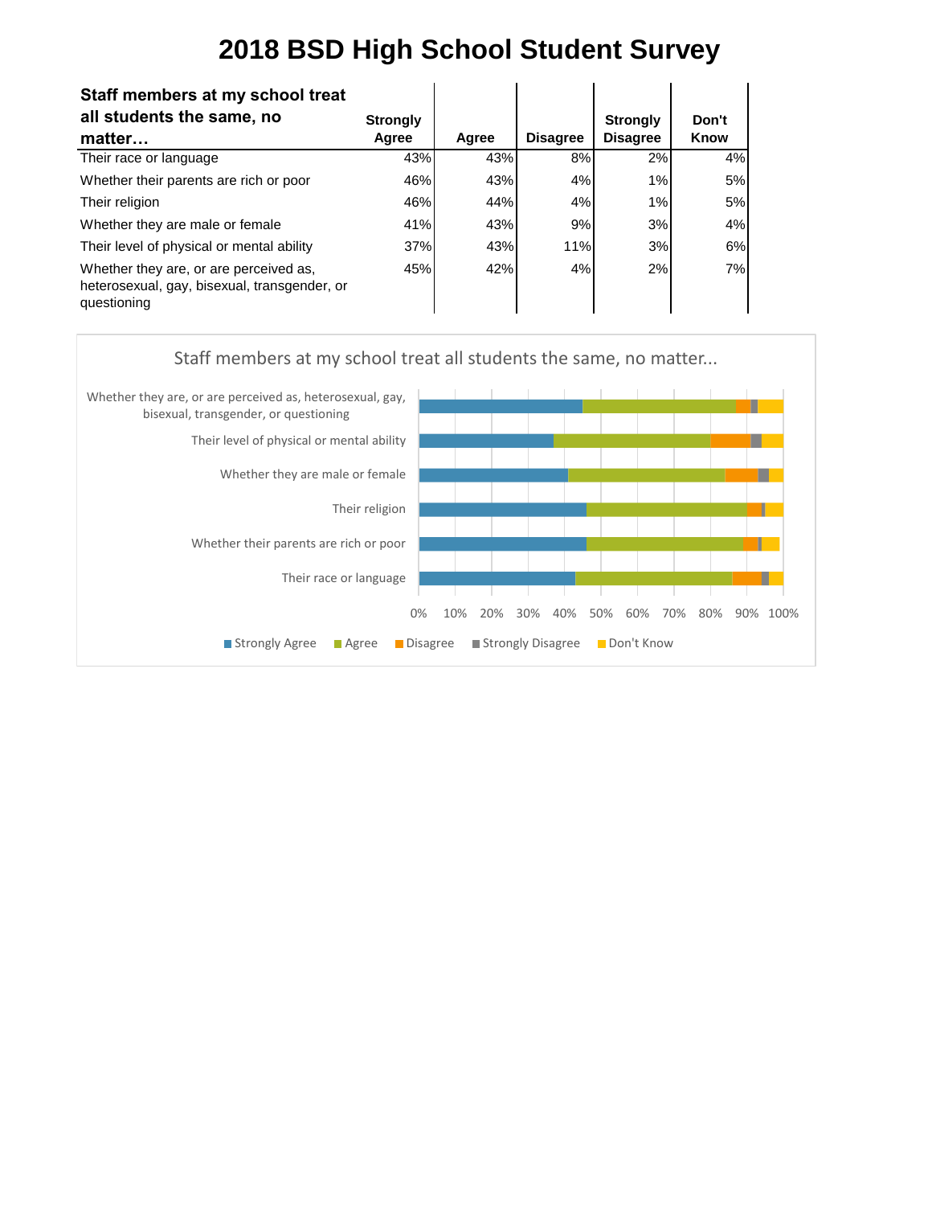# 2018 BSD High School Student Survey

| Staff members at my school treat all students the same, no matter… | Strongly Agree | Agree | Disagree | Strongly Disagree | Don't Know |
|---|---|---|---|---|---|
| Their race or language | 43% | 43% | 8% | 2% | 4% |
| Whether their parents are rich or poor | 46% | 43% | 4% | 1% | 5% |
| Their religion | 46% | 44% | 4% | 1% | 5% |
| Whether they are male or female | 41% | 43% | 9% | 3% | 4% |
| Their level of physical or mental ability | 37% | 43% | 11% | 3% | 6% |
| Whether they are, or are perceived as, heterosexual, gay, bisexual, transgender, or questioning | 45% | 42% | 4% | 2% | 7% |

Staff members at my school treat all students the same, no matter...

Whether they are, or are perceived as, heterosexual, gay, bisexual, transgender, or questioning

Their level of physical or mental ability

Whether they are male or female

Their religion

Whether their parents are rich or poor

Their race or language

0% 10% 20% 30% 40% 50% 60% 70% 80% 90% 100%

Strongly Agree · Agree · Disagree · Strongly Disagree · Don't Know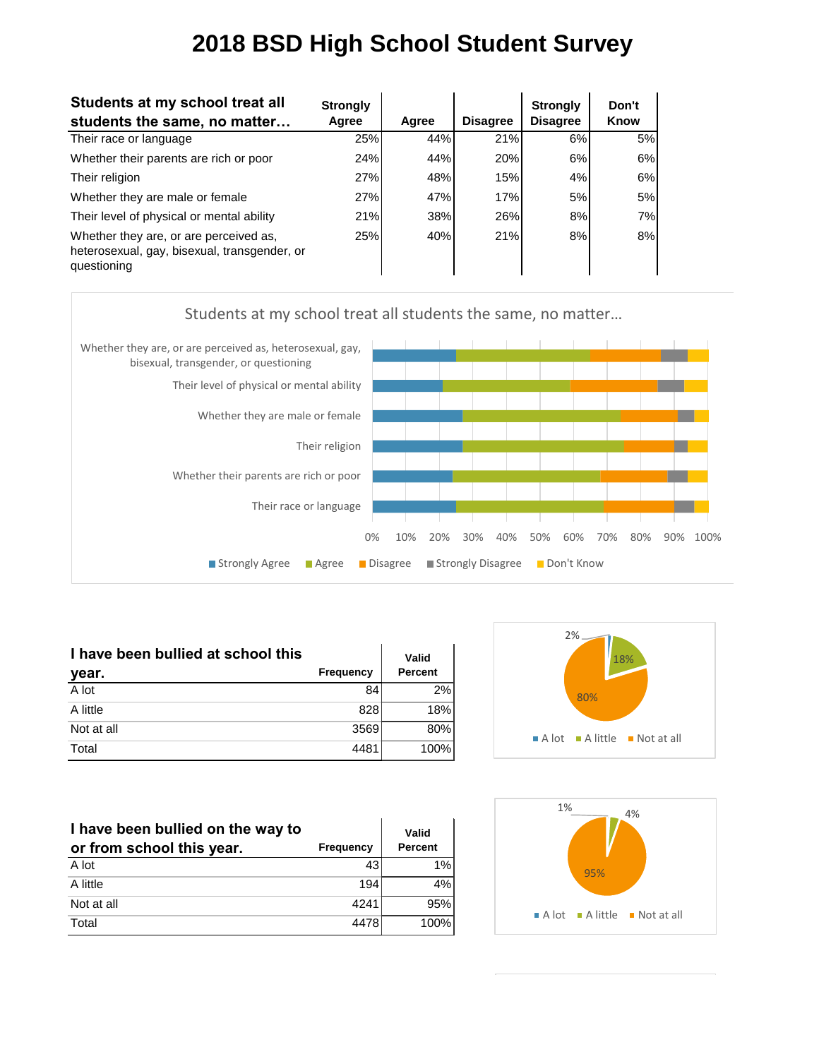# 2018 BSD High School Student Survey

| Students at my school treat all students the same, no matter… | Strongly Agree | Agree | Disagree | Strongly Disagree | Don't Know |
|---|---|---|---|---|---|
| Their race or language | 25% | 44% | 21% | 6% | 5% |
| Whether their parents are rich or poor | 24% | 44% | 20% | 6% | 6% |
| Their religion | 27% | 48% | 15% | 4% | 6% |
| Whether they are male or female | 27% | 47% | 17% | 5% | 5% |
| Their level of physical or mental ability | 21% | 38% | 26% | 8% | 7% |
| Whether they are, or are perceived as, heterosexual, gay, bisexual, transgender, or questioning | 25% | 40% | 21% | 8% | 8% |

| I have been bullied at school this year. | Frequency | Valid Percent |
|---|---|---|
| A lot | 84 | 2% |
| A little | 828 | 18% |
| Not at all | 3569 | 80% |
| Total | 4481 | 100% |

| I have been bullied on the way to or from school this year. | Frequency | Valid Percent |
|---|---|---|
| A lot | 43 | 1% |
| A little | 194 | 4% |
| Not at all | 4241 | 95% |
| Total | 4478 | 100% |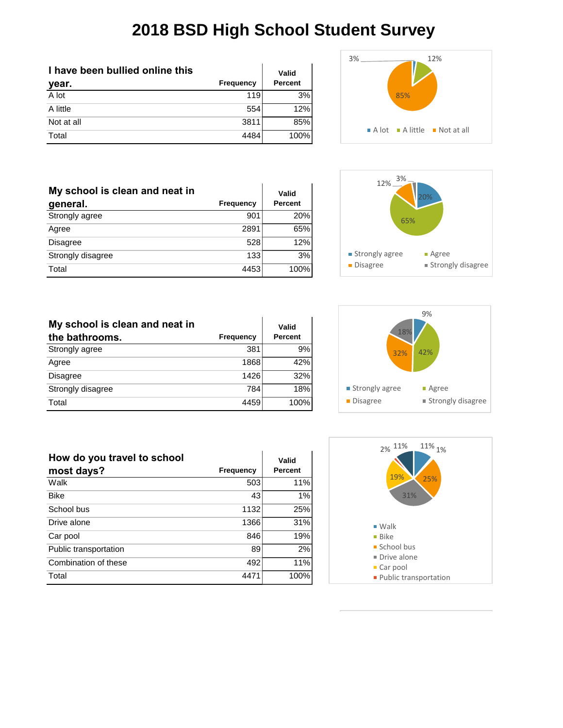# 2018 BSD High School Student Survey

| I have been bullied online this year. | Frequency | Valid Percent |
|---|---|---|
| A lot | 119 | 3% |
| A little | 554 | 12% |
| Not at all | 3811 | 85% |
| Total | 4484 | 100% |

| My school is clean and neat in general. | Frequency | Valid Percent |
|---|---|---|
| Strongly agree | 901 | 20% |
| Agree | 2891 | 65% |
| Disagree | 528 | 12% |
| Strongly disagree | 133 | 3% |
| Total | 4453 | 100% |

| My school is clean and neat in the bathrooms. | Frequency | Valid Percent |
|---|---|---|
| Strongly agree | 381 | 9% |
| Agree | 1868 | 42% |
| Disagree | 1426 | 32% |
| Strongly disagree | 784 | 18% |
| Total | 4459 | 100% |

| How do you travel to school most days? | Frequency | Valid Percent |
|---|---|---|
| Walk | 503 | 11% |
| Bike | 43 | 1% |
| School bus | 1132 | 25% |
| Drive alone | 1366 | 31% |
| Car pool | 846 | 19% |
| Public transportation | 89 | 2% |
| Combination of these | 492 | 11% |
| Total | 4471 | 100% |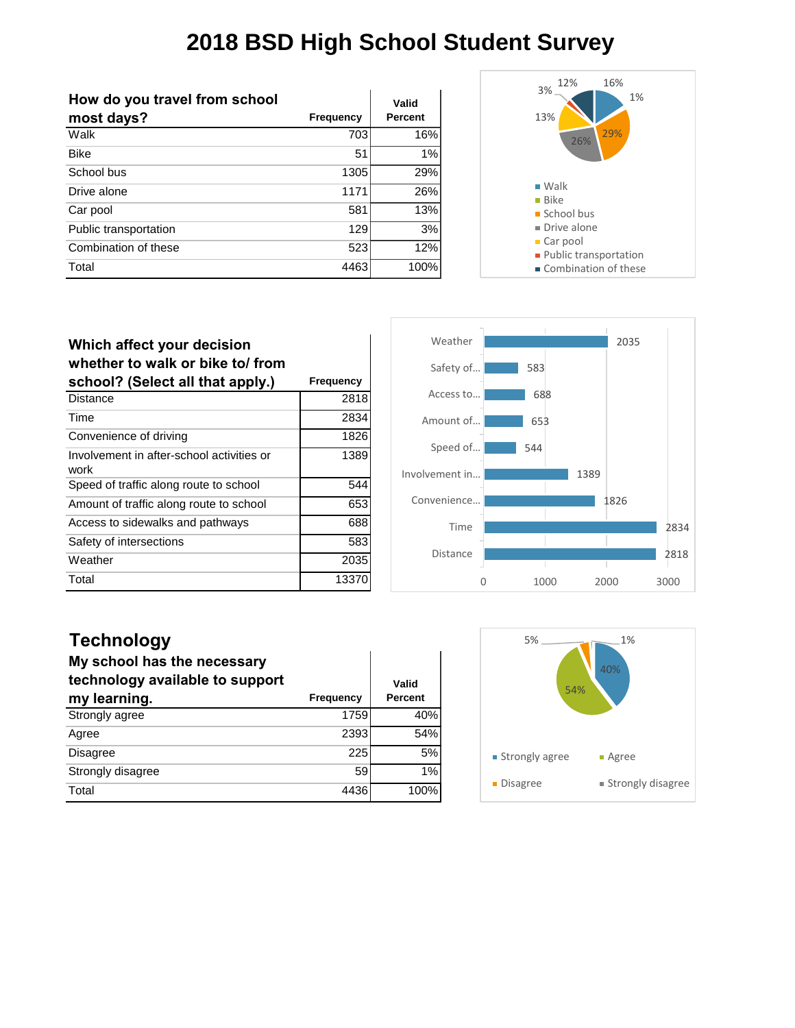# 2018 BSD High School Student Survey

| How do you travel from school most days? | Frequency | Valid Percent |
|---|---|---|
| Walk | 703 | 16% |
| Bike | 51 | 1% |
| School bus | 1305 | 29% |
| Drive alone | 1171 | 26% |
| Car pool | 581 | 13% |
| Public transportation | 129 | 3% |
| Combination of these | 523 | 12% |
| Total | 4463 | 100% |

| Which affect your decision whether to walk or bike to/ from school? (Select all that apply.) | Frequency |
|---|---|
| Distance | 2818 |
| Time | 2834 |
| Convenience of driving | 1826 |
| Involvement in after-school activities or work | 1389 |
| Speed of traffic along route to school | 544 |
| Amount of traffic along route to school | 653 |
| Access to sidewalks and pathways | 688 |
| Safety of intersections | 583 |
| Weather | 2035 |
| Total | 13370 |

## Technology

| My school has the necessary technology available to support my learning. | Frequency | Valid Percent |
|---|---|---|
| Strongly agree | 1759 | 40% |
| Agree | 2393 | 54% |
| Disagree | 225 | 5% |
| Strongly disagree | 59 | 1% |
| Total | 4436 | 100% |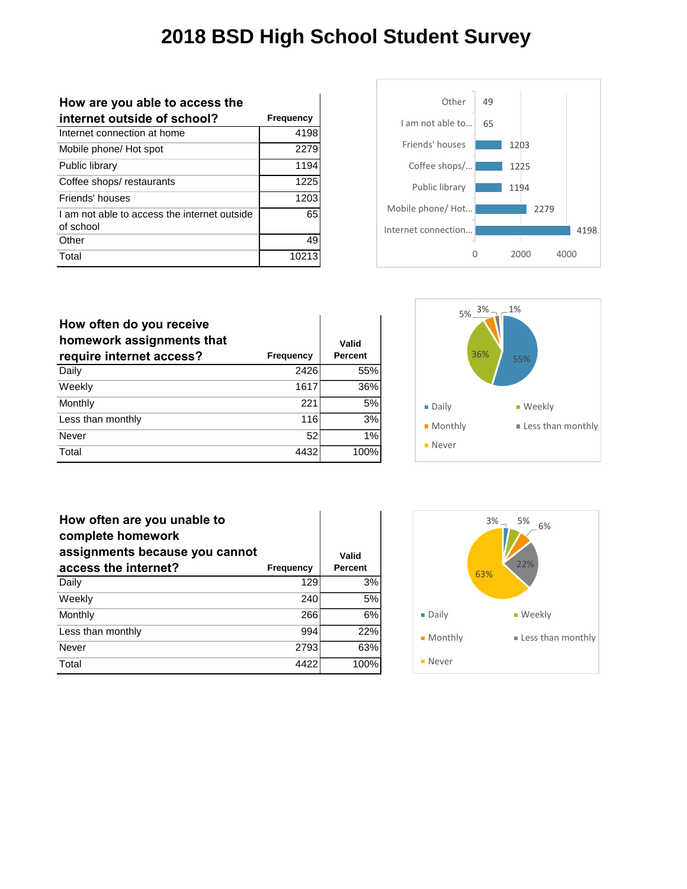# 2018 BSD High School Student Survey

| How are you able to access the internet outside of school? | Frequency |
|---|---|
| Internet connection at home | 4198 |
| Mobile phone/ Hot spot | 2279 |
| Public library | 1194 |
| Coffee shops/ restaurants | 1225 |
| Friends' houses | 1203 |
| I am not able to access the internet outside of school | 65 |
| Other | 49 |
| Total | 10213 |

| How often do you receive homework assignments that require internet access? | Frequency | Valid Percent |
|---|---|---|
| Daily | 2426 | 55% |
| Weekly | 1617 | 36% |
| Monthly | 221 | 5% |
| Less than monthly | 116 | 3% |
| Never | 52 | 1% |
| Total | 4432 | 100% |

| How often are you unable to complete homework assignments because you cannot access the internet? | Frequency | Valid Percent |
|---|---|---|
| Daily | 129 | 3% |
| Weekly | 240 | 5% |
| Monthly | 266 | 6% |
| Less than monthly | 994 | 22% |
| Never | 2793 | 63% |
| Total | 4422 | 100% |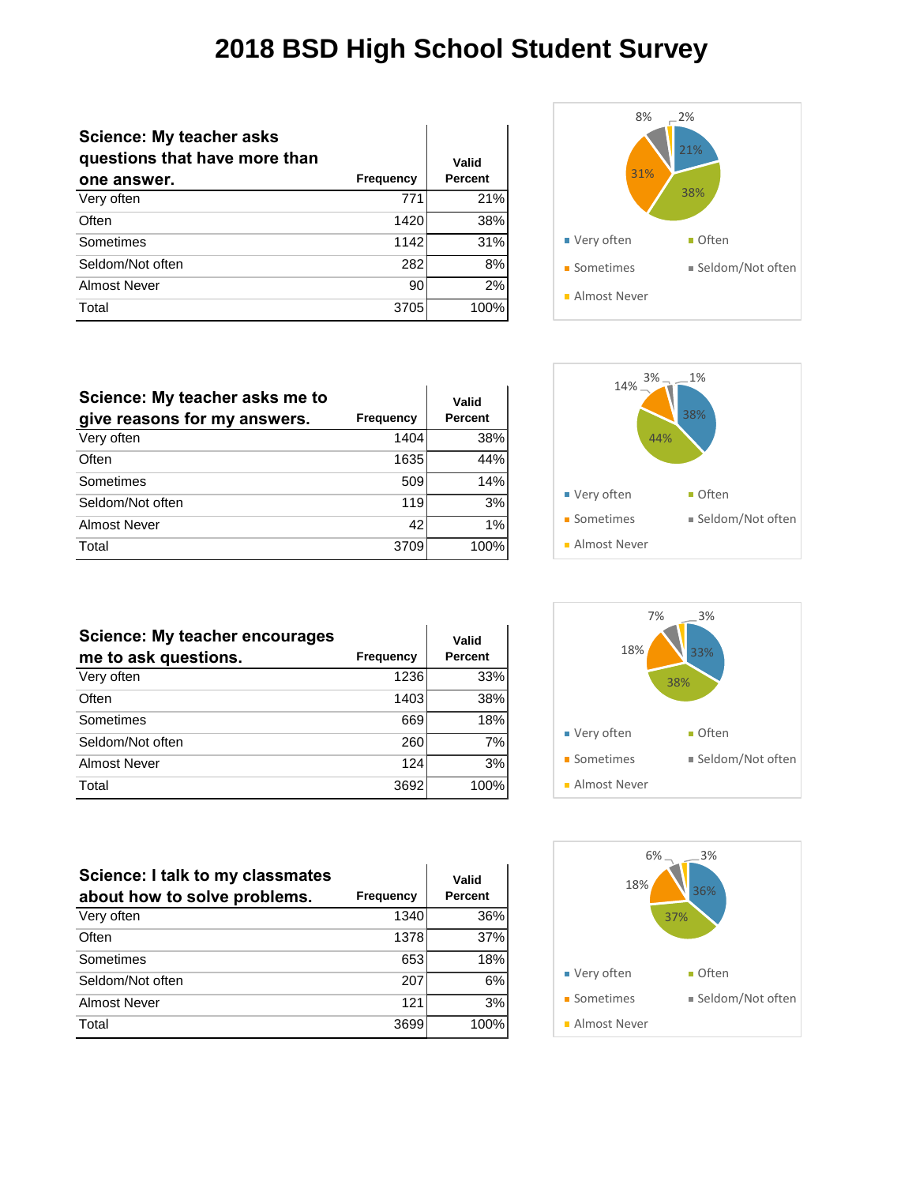# 2018 BSD High School Student Survey

| Science: My teacher asks questions that have more than one answer. | Frequency | Valid Percent |
|---|---|---|
| Very often | 771 | 21% |
| Often | 1420 | 38% |
| Sometimes | 1142 | 31% |
| Seldom/Not often | 282 | 8% |
| Almost Never | 90 | 2% |
| Total | 3705 | 100% |

| Science: My teacher asks me to give reasons for my answers. | Frequency | Valid Percent |
|---|---|---|
| Very often | 1404 | 38% |
| Often | 1635 | 44% |
| Sometimes | 509 | 14% |
| Seldom/Not often | 119 | 3% |
| Almost Never | 42 | 1% |
| Total | 3709 | 100% |

| Science: My teacher encourages me to ask questions. | Frequency | Valid Percent |
|---|---|---|
| Very often | 1236 | 33% |
| Often | 1403 | 38% |
| Sometimes | 669 | 18% |
| Seldom/Not often | 260 | 7% |
| Almost Never | 124 | 3% |
| Total | 3692 | 100% |

| Science: I talk to my classmates about how to solve problems. | Frequency | Valid Percent |
|---|---|---|
| Very often | 1340 | 36% |
| Often | 1378 | 37% |
| Sometimes | 653 | 18% |
| Seldom/Not often | 207 | 6% |
| Almost Never | 121 | 3% |
| Total | 3699 | 100% |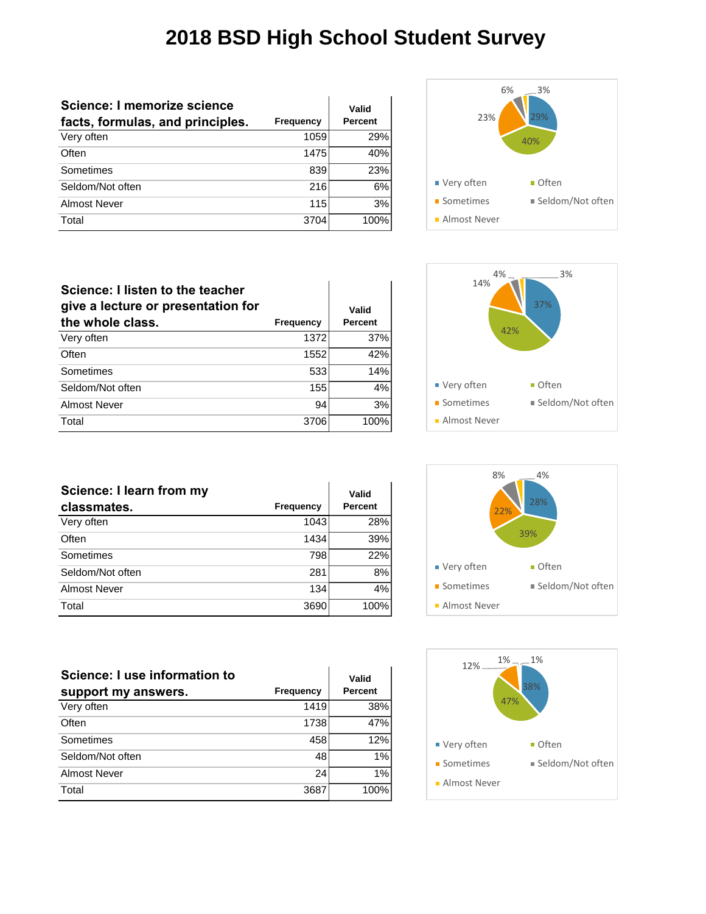# 2018 BSD High School Student Survey

| Science: I memorize science facts, formulas, and principles. | Frequency | Valid Percent |
|---|---|---|
| Very often | 1059 | 29% |
| Often | 1475 | 40% |
| Sometimes | 839 | 23% |
| Seldom/Not often | 216 | 6% |
| Almost Never | 115 | 3% |
| Total | 3704 | 100% |

| Science: I listen to the teacher give a lecture or presentation for the whole class. | Frequency | Valid Percent |
|---|---|---|
| Very often | 1372 | 37% |
| Often | 1552 | 42% |
| Sometimes | 533 | 14% |
| Seldom/Not often | 155 | 4% |
| Almost Never | 94 | 3% |
| Total | 3706 | 100% |

| Science: I learn from my classmates. | Frequency | Valid Percent |
|---|---|---|
| Very often | 1043 | 28% |
| Often | 1434 | 39% |
| Sometimes | 798 | 22% |
| Seldom/Not often | 281 | 8% |
| Almost Never | 134 | 4% |
| Total | 3690 | 100% |

| Science: I use information to support my answers. | Frequency | Valid Percent |
|---|---|---|
| Very often | 1419 | 38% |
| Often | 1738 | 47% |
| Sometimes | 458 | 12% |
| Seldom/Not often | 48 | 1% |
| Almost Never | 24 | 1% |
| Total | 3687 | 100% |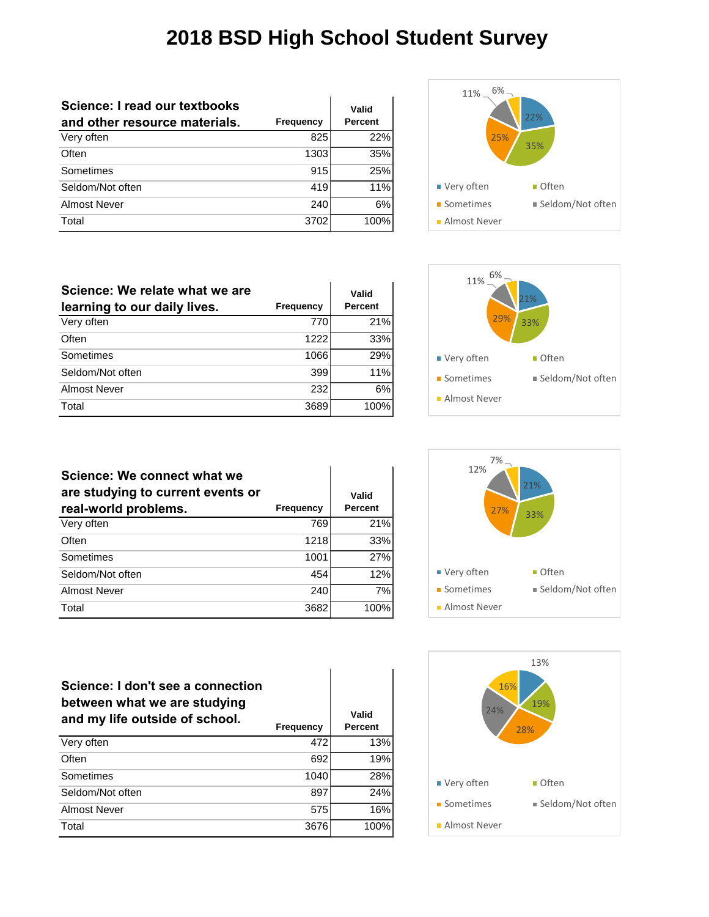# 2018 BSD High School Student Survey

| Science: I read our textbooks and other resource materials. | Frequency | Valid Percent |
|---|---|---|
| Very often | 825 | 22% |
| Often | 1303 | 35% |
| Sometimes | 915 | 25% |
| Seldom/Not often | 419 | 11% |
| Almost Never | 240 | 6% |
| Total | 3702 | 100% |

| Science: We relate what we are learning to our daily lives. | Frequency | Valid Percent |
|---|---|---|
| Very often | 770 | 21% |
| Often | 1222 | 33% |
| Sometimes | 1066 | 29% |
| Seldom/Not often | 399 | 11% |
| Almost Never | 232 | 6% |
| Total | 3689 | 100% |

| Science: We connect what we are studying to current events or real-world problems. | Frequency | Valid Percent |
|---|---|---|
| Very often | 769 | 21% |
| Often | 1218 | 33% |
| Sometimes | 1001 | 27% |
| Seldom/Not often | 454 | 12% |
| Almost Never | 240 | 7% |
| Total | 3682 | 100% |

| Science: I don't see a connection between what we are studying and my life outside of school. | Frequency | Valid Percent |
|---|---|---|
| Very often | 472 | 13% |
| Often | 692 | 19% |
| Sometimes | 1040 | 28% |
| Seldom/Not often | 897 | 24% |
| Almost Never | 575 | 16% |
| Total | 3676 | 100% |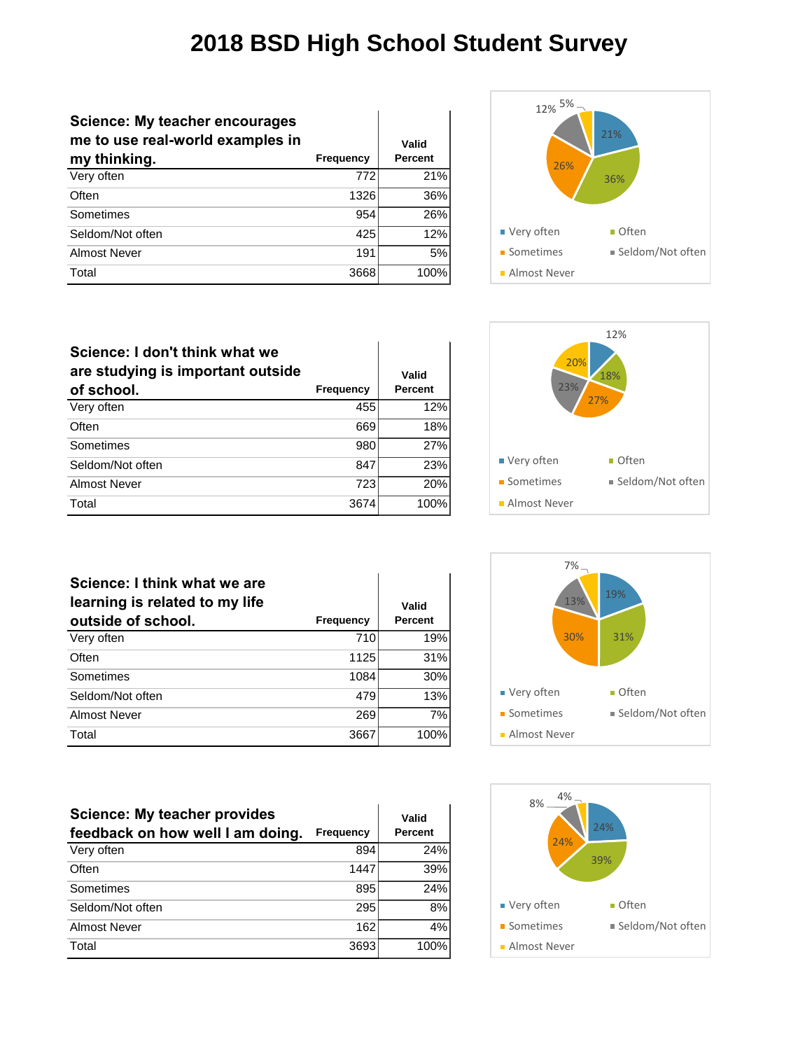# 2018 BSD High School Student Survey

| Science: My teacher encourages me to use real-world examples in my thinking. | Frequency | Valid Percent |
|---|---|---|
| Very often | 772 | 21% |
| Often | 1326 | 36% |
| Sometimes | 954 | 26% |
| Seldom/Not often | 425 | 12% |
| Almost Never | 191 | 5% |
| Total | 3668 | 100% |

| Science: I don't think what we are studying is important outside of school. | Frequency | Valid Percent |
|---|---|---|
| Very often | 455 | 12% |
| Often | 669 | 18% |
| Sometimes | 980 | 27% |
| Seldom/Not often | 847 | 23% |
| Almost Never | 723 | 20% |
| Total | 3674 | 100% |

| Science: I think what we are learning is related to my life outside of school. | Frequency | Valid Percent |
|---|---|---|
| Very often | 710 | 19% |
| Often | 1125 | 31% |
| Sometimes | 1084 | 30% |
| Seldom/Not often | 479 | 13% |
| Almost Never | 269 | 7% |
| Total | 3667 | 100% |

| Science: My teacher provides feedback on how well I am doing. | Frequency | Valid Percent |
|---|---|---|
| Very often | 894 | 24% |
| Often | 1447 | 39% |
| Sometimes | 895 | 24% |
| Seldom/Not often | 295 | 8% |
| Almost Never | 162 | 4% |
| Total | 3693 | 100% |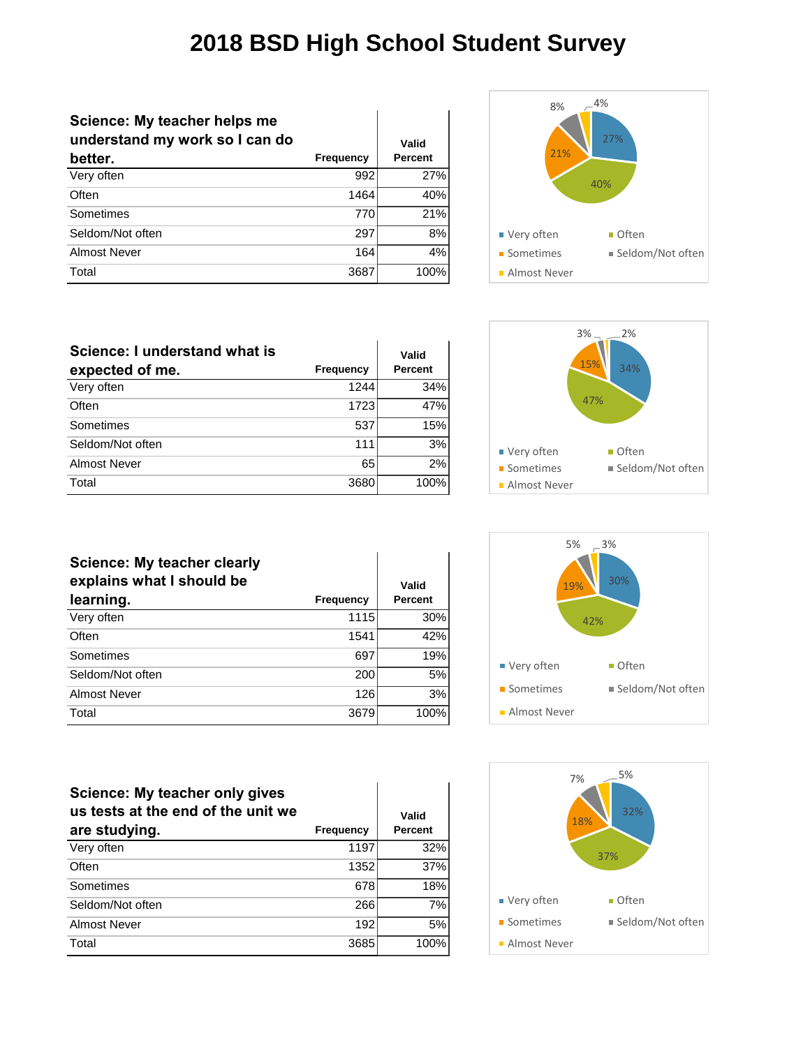# 2018 BSD High School Student Survey

| Science: My teacher helps me understand my work so I can do better. | Frequency | Valid Percent |
|---|---|---|
| Very often | 992 | 27% |
| Often | 1464 | 40% |
| Sometimes | 770 | 21% |
| Seldom/Not often | 297 | 8% |
| Almost Never | 164 | 4% |
| Total | 3687 | 100% |

| Science: I understand what is expected of me. | Frequency | Valid Percent |
|---|---|---|
| Very often | 1244 | 34% |
| Often | 1723 | 47% |
| Sometimes | 537 | 15% |
| Seldom/Not often | 111 | 3% |
| Almost Never | 65 | 2% |
| Total | 3680 | 100% |

| Science: My teacher clearly explains what I should be learning. | Frequency | Valid Percent |
|---|---|---|
| Very often | 1115 | 30% |
| Often | 1541 | 42% |
| Sometimes | 697 | 19% |
| Seldom/Not often | 200 | 5% |
| Almost Never | 126 | 3% |
| Total | 3679 | 100% |

| Science: My teacher only gives us tests at the end of the unit we are studying. | Frequency | Valid Percent |
|---|---|---|
| Very often | 1197 | 32% |
| Often | 1352 | 37% |
| Sometimes | 678 | 18% |
| Seldom/Not often | 266 | 7% |
| Almost Never | 192 | 5% |
| Total | 3685 | 100% |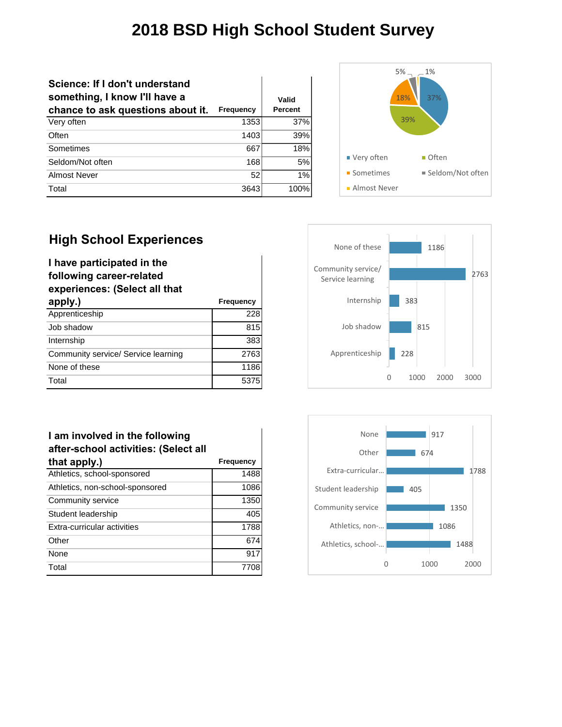# 2018 BSD High School Student Survey

| Science: If I don't understand something, I know I'll have a chance to ask questions about it. | Frequency | Valid Percent |
|---|---|---|
| Very often | 1353 | 37% |
| Often | 1403 | 39% |
| Sometimes | 667 | 18% |
| Seldom/Not often | 168 | 5% |
| Almost Never | 52 | 1% |
| Total | 3643 | 100% |

## High School Experiences

| I have participated in the following career-related experiences: (Select all that apply.) | Frequency |
|---|---|
| Apprenticeship | 228 |
| Job shadow | 815 |
| Internship | 383 |
| Community service/ Service learning | 2763 |
| None of these | 1186 |
| Total | 5375 |

| I am involved in the following after-school activities: (Select all that apply.) | Frequency |
|---|---|
| Athletics, school-sponsored | 1488 |
| Athletics, non-school-sponsored | 1086 |
| Community service | 1350 |
| Student leadership | 405 |
| Extra-curricular activities | 1788 |
| Other | 674 |
| None | 917 |
| Total | 7708 |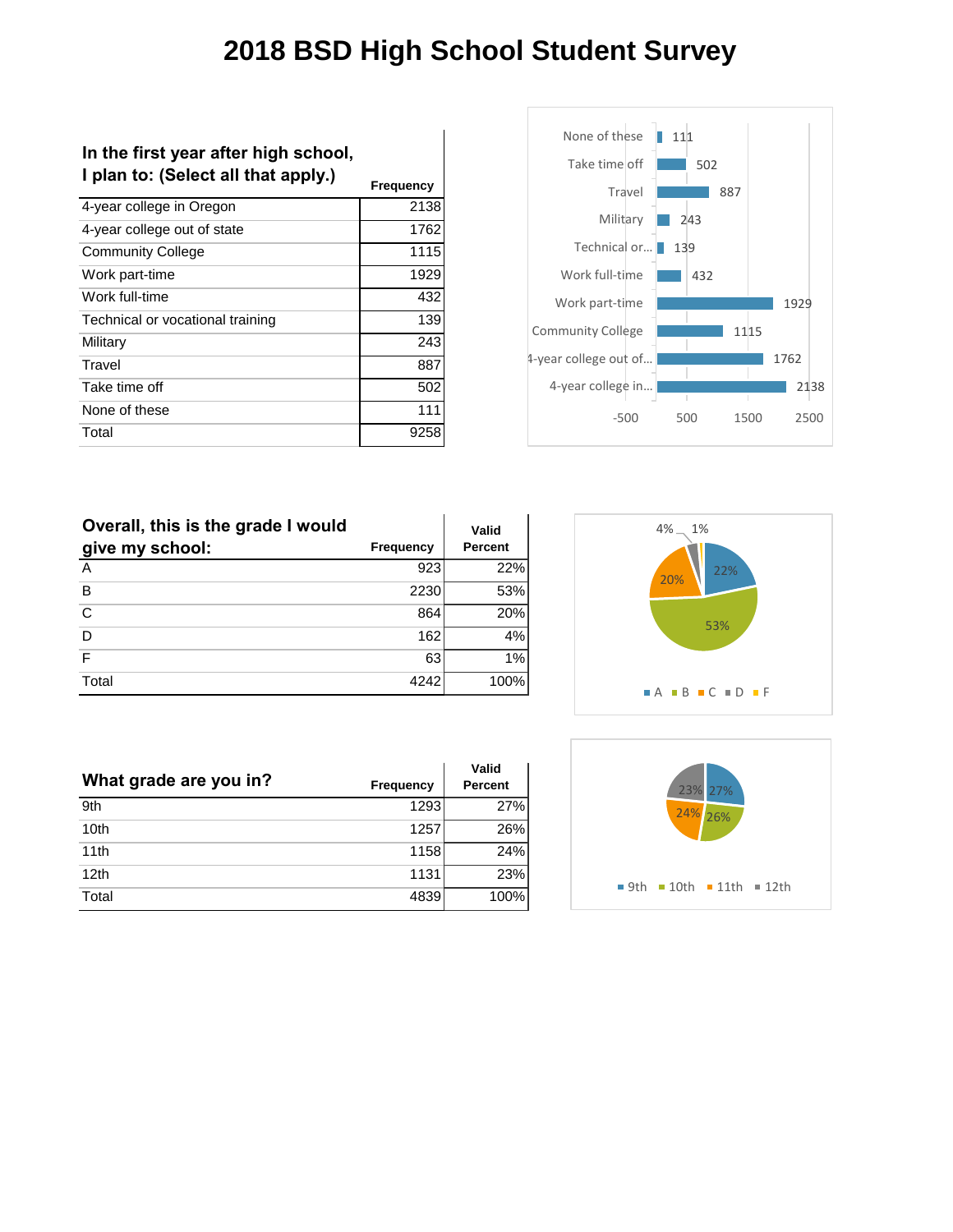# 2018 BSD High School Student Survey

| In the first year after high school, I plan to: (Select all that apply.) | Frequency |
|---|---|
| 4-year college in Oregon | 2138 |
| 4-year college out of state | 1762 |
| Community College | 1115 |
| Work part-time | 1929 |
| Work full-time | 432 |
| Technical or vocational training | 139 |
| Military | 243 |
| Travel | 887 |
| Take time off | 502 |
| None of these | 111 |
| Total | 9258 |

None of these 111
Take time off 502
Travel 887
Military 243
Technical or... 139
Work full-time 432
Work part-time 1929
Community College 1115
4-year college out of... 1762
4-year college in... 2138
-500 500 1500 2500

| Overall, this is the grade I would give my school: | Frequency | Valid Percent |
|---|---|---|
| A | 923 | 22% |
| B | 2230 | 53% |
| C | 864 | 20% |
| D | 162 | 4% |
| F | 63 | 1% |
| Total | 4242 | 100% |

4% 1%
22%
20%
53%
A B C D F

| What grade are you in? | Frequency | Valid Percent |
|---|---|---|
| 9th | 1293 | 27% |
| 10th | 1257 | 26% |
| 11th | 1158 | 24% |
| 12th | 1131 | 23% |
| Total | 4839 | 100% |

23% 27%
24% 26%
9th 10th 11th 12th